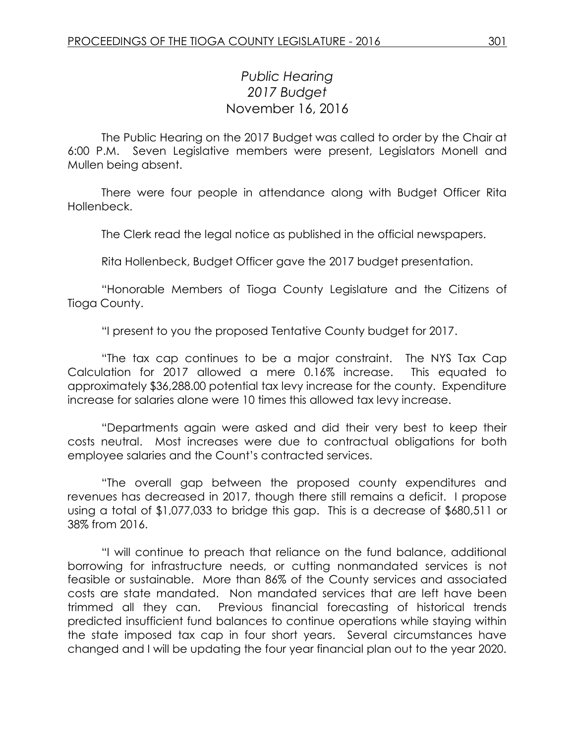*Public Hearing*
*2017 Budget*
November 16, 2016

The Public Hearing on the 2017 Budget was called to order by the Chair at 6:00 P.M. Seven Legislative members were present, Legislators Monell and Mullen being absent.

There were four people in attendance along with Budget Officer Rita Hollenbeck.

The Clerk read the legal notice as published in the official newspapers.

Rita Hollenbeck, Budget Officer gave the 2017 budget presentation.

"Honorable Members of Tioga County Legislature and the Citizens of Tioga County.

"I present to you the proposed Tentative County budget for 2017.

"The tax cap continues to be a major constraint. The NYS Tax Cap Calculation for 2017 allowed a mere 0.16% increase. This equated to approximately $36,288.00 potential tax levy increase for the county. Expenditure increase for salaries alone were 10 times this allowed tax levy increase.

"Departments again were asked and did their very best to keep their costs neutral. Most increases were due to contractual obligations for both employee salaries and the Count's contracted services.

"The overall gap between the proposed county expenditures and revenues has decreased in 2017, though there still remains a deficit. I propose using a total of $1,077,033 to bridge this gap. This is a decrease of $680,511 or 38% from 2016.

"I will continue to preach that reliance on the fund balance, additional borrowing for infrastructure needs, or cutting nonmandated services is not feasible or sustainable. More than 86% of the County services and associated costs are state mandated. Non mandated services that are left have been trimmed all they can. Previous financial forecasting of historical trends predicted insufficient fund balances to continue operations while staying within the state imposed tax cap in four short years. Several circumstances have changed and I will be updating the four year financial plan out to the year 2020.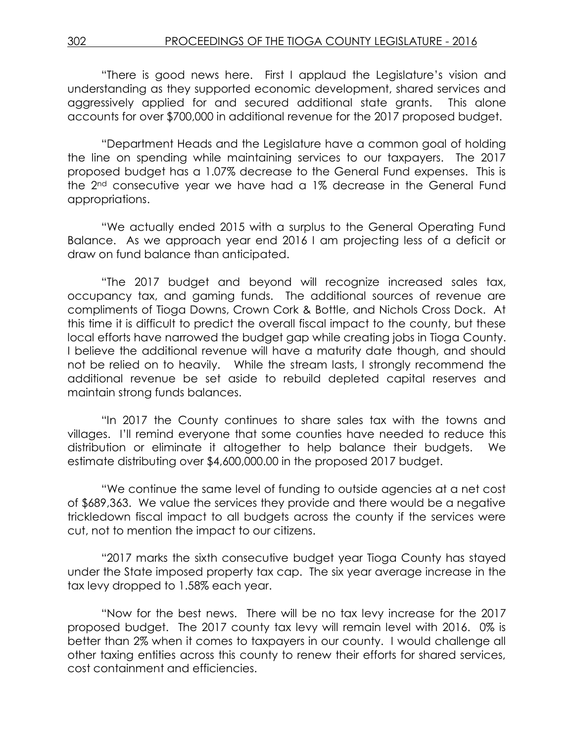"There is good news here. First I applaud the Legislature's vision and understanding as they supported economic development, shared services and aggressively applied for and secured additional state grants. This alone accounts for over $700,000 in additional revenue for the 2017 proposed budget.

"Department Heads and the Legislature have a common goal of holding the line on spending while maintaining services to our taxpayers. The 2017 proposed budget has a 1.07% decrease to the General Fund expenses. This is the 2nd consecutive year we have had a 1% decrease in the General Fund appropriations.

"We actually ended 2015 with a surplus to the General Operating Fund Balance. As we approach year end 2016 I am projecting less of a deficit or draw on fund balance than anticipated.

"The 2017 budget and beyond will recognize increased sales tax, occupancy tax, and gaming funds. The additional sources of revenue are compliments of Tioga Downs, Crown Cork & Bottle, and Nichols Cross Dock. At this time it is difficult to predict the overall fiscal impact to the county, but these local efforts have narrowed the budget gap while creating jobs in Tioga County. I believe the additional revenue will have a maturity date though, and should not be relied on to heavily. While the stream lasts, I strongly recommend the additional revenue be set aside to rebuild depleted capital reserves and maintain strong funds balances.

"In 2017 the County continues to share sales tax with the towns and villages. I'll remind everyone that some counties have needed to reduce this distribution or eliminate it altogether to help balance their budgets. We estimate distributing over $4,600,000.00 in the proposed 2017 budget.

"We continue the same level of funding to outside agencies at a net cost of $689,363. We value the services they provide and there would be a negative trickledown fiscal impact to all budgets across the county if the services were cut, not to mention the impact to our citizens.

"2017 marks the sixth consecutive budget year Tioga County has stayed under the State imposed property tax cap. The six year average increase in the tax levy dropped to 1.58% each year.

"Now for the best news. There will be no tax levy increase for the 2017 proposed budget. The 2017 county tax levy will remain level with 2016. 0% is better than 2% when it comes to taxpayers in our county. I would challenge all other taxing entities across this county to renew their efforts for shared services, cost containment and efficiencies.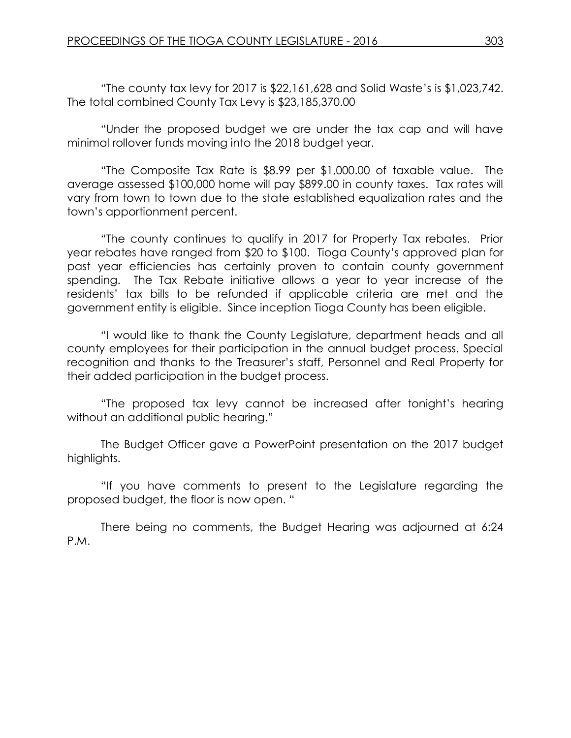"The county tax levy for 2017 is $22,161,628 and Solid Waste's is $1,023,742. The total combined County Tax Levy is $23,185,370.00

"Under the proposed budget we are under the tax cap and will have minimal rollover funds moving into the 2018 budget year.

"The Composite Tax Rate is $8.99 per $1,000.00 of taxable value. The average assessed $100,000 home will pay $899.00 in county taxes. Tax rates will vary from town to town due to the state established equalization rates and the town's apportionment percent.

"The county continues to qualify in 2017 for Property Tax rebates. Prior year rebates have ranged from $20 to $100. Tioga County's approved plan for past year efficiencies has certainly proven to contain county government spending. The Tax Rebate initiative allows a year to year increase of the residents' tax bills to be refunded if applicable criteria are met and the government entity is eligible. Since inception Tioga County has been eligible.

"I would like to thank the County Legislature, department heads and all county employees for their participation in the annual budget process. Special recognition and thanks to the Treasurer's staff, Personnel and Real Property for their added participation in the budget process.

"The proposed tax levy cannot be increased after tonight's hearing without an additional public hearing."

The Budget Officer gave a PowerPoint presentation on the 2017 budget highlights.

"If you have comments to present to the Legislature regarding the proposed budget, the floor is now open. "

There being no comments, the Budget Hearing was adjourned at 6:24 P.M.